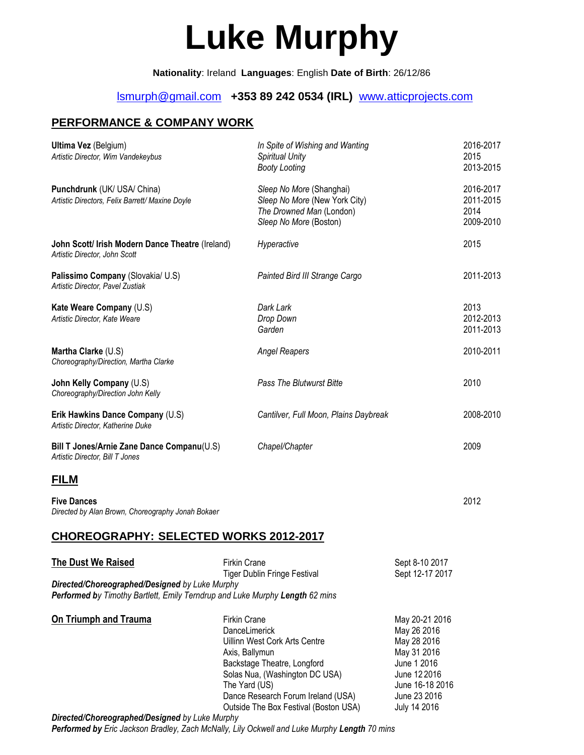# Luke Murphy

**Nationality**: Ireland **Languages**: English **Date of Birth**: 26/12/86

lsmurph@gmail.com **+353 89 242 0534 (IRL)** www.atticprojects.com

## PERFORMANCE & COMPANY WORK

| | | |
|---|---|---|
| **Ultima Vez** (Belgium)<br>*Artistic Director, Wim Vandekeybus* | *In Spite of Wishing and Wanting*<br>*Spiritual Unity*<br>*Booty Looting* | 2016-2017<br>2015<br>2013-2015 |
| **Punchdrunk** (UK/ USA/ China)<br>*Artistic Directors, Felix Barrett/ Maxine Doyle* | *Sleep No More* (Shanghai)<br>*Sleep No More* (New York City)<br>*The Drowned Man* (London)<br>*Sleep No More* (Boston) | 2016-2017<br>2011-2015<br>2014<br>2009-2010 |
| **John Scott/ Irish Modern Dance Theatre** (Ireland)<br>*Artistic Director, John Scott* | *Hyperactive* | 2015 |
| **Palissimo Company** (Slovakia/ U.S)<br>*Artistic Director, Pavel Zustiak* | *Painted Bird III Strange Cargo* | 2011-2013 |
| **Kate Weare Company** (U.S)<br>*Artistic Director, Kate Weare* | *Dark Lark*<br>*Drop Down*<br>*Garden* | 2013<br>2012-2013<br>2011-2013 |
| **Martha Clarke** (U.S)<br>*Choreography/Direction, Martha Clarke* | *Angel Reapers* | 2010-2011 |
| **John Kelly Company** (U.S)<br>*Choreography/Direction John Kelly* | *Pass The Blutwurst Bitte* | 2010 |
| **Erik Hawkins Dance Company** (U.S)<br>*Artistic Director, Katherine Duke* | *Cantilver, Full Moon, Plains Daybreak* | 2008-2010 |
| **Bill T Jones/Arnie Zane Dance Companu**(U.S)<br>*Artistic Director, Bill T Jones* | *Chapel/Chapter* | 2009 |

## FILM

**Five Dances** 2012
*Directed by Alan Brown, Choreography Jonah Bokaer*

## CHOREOGRAPHY: SELECTED WORKS 2012-2017

| | | |
|---|---|---|
| **The Dust We Raised** | Firkin Crane<br>Tiger Dublin Fringe Festival | Sept 8-10 2017<br>Sept 12-17 2017 |

***Directed/Choreographed/Designed** by Luke Murphy*
***Performed by** Timothy Bartlett, Emily Terndrup and Luke Murphy **Length** 62 mins*

| | | |
|---|---|---|
| **On Triumph and Trauma** | Firkin Crane<br>DanceLimerick<br>Uillinn West Cork Arts Centre<br>Axis, Ballymun<br>Backstage Theatre, Longford<br>Solas Nua, (Washington DC USA)<br>The Yard (US)<br>Dance Research Forum Ireland (USA)<br>Outside The Box Festival (Boston USA) | May 20-21 2016<br>May 26 2016<br>May 28 2016<br>May 31 2016<br>June 1 2016<br>June 12 2016<br>June 16-18 2016<br>June 23 2016<br>July 14 2016 |

***Directed/Choreographed/Designed** by Luke Murphy*
***Performed by** Eric Jackson Bradley, Zach McNally, Lily Ockwell and Luke Murphy **Length** 70 mins*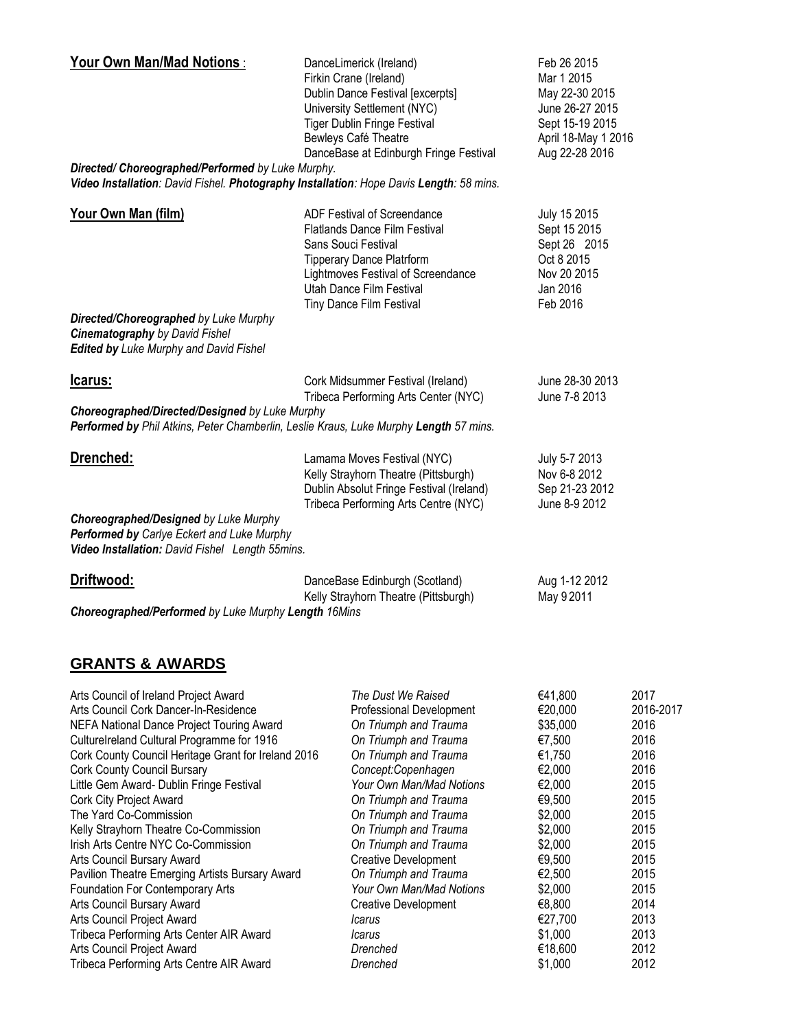**Your Own Man/Mad Notions** :

| | |
|---|---|
| DanceLimerick (Ireland) | Feb 26 2015 |
| Firkin Crane (Ireland) | Mar 1 2015 |
| Dublin Dance Festival [excerpts] | May 22-30 2015 |
| University Settlement (NYC) | June 26-27 2015 |
| Tiger Dublin Fringe Festival | Sept 15-19 2015 |
| Bewleys Café Theatre | April 18-May 1 2016 |
| DanceBase at Edinburgh Fringe Festival | Aug 22-28 2016 |

***Directed/ Choreographed/Performed** by Luke Murphy.*
***Video Installation**: David Fishel. **Photography Installation**: Hope Davis **Length**: 58 mins.*

**Your Own Man (film)**

| | |
|---|---|
| ADF Festival of Screendance | July 15 2015 |
| Flatlands Dance Film Festival | Sept 15 2015 |
| Sans Souci Festival | Sept 26 2015 |
| Tipperary Dance Platrform | Oct 8 2015 |
| Lightmoves Festival of Screendance | Nov 20 2015 |
| Utah Dance Film Festival | Jan 2016 |
| Tiny Dance Film Festival | Feb 2016 |

***Directed/Choreographed** by Luke Murphy*
***Cinematography** by David Fishel*
***Edited by** Luke Murphy and David Fishel*

**Icarus:**

| | |
|---|---|
| Cork Midsummer Festival (Ireland) | June 28-30 2013 |
| Tribeca Performing Arts Center (NYC) | June 7-8 2013 |

***Choreographed/Directed/Designed** by Luke Murphy*
***Performed by** Phil Atkins, Peter Chamberlin, Leslie Kraus, Luke Murphy **Length** 57 mins.*

**Drenched:**

| | |
|---|---|
| Lamama Moves Festival (NYC) | July 5-7 2013 |
| Kelly Strayhorn Theatre (Pittsburgh) | Nov 6-8 2012 |
| Dublin Absolut Fringe Festival (Ireland) | Sep 21-23 2012 |
| Tribeca Performing Arts Centre (NYC) | June 8-9 2012 |

***Choreographed/Designed** by Luke Murphy*
***Performed by** Carlye Eckert and Luke Murphy*
***Video Installation:** David Fishel Length 55mins.*

**Driftwood:**

| | |
|---|---|
| DanceBase Edinburgh (Scotland) | Aug 1-12 2012 |
| Kelly Strayhorn Theatre (Pittsburgh) | May 9 2011 |

***Choreographed/Performed** by Luke Murphy **Length** 16Mins*

## GRANTS & AWARDS

| | | | |
|---|---|---|---|
| Arts Council of Ireland Project Award | *The Dust We Raised* | €41,800 | 2017 |
| Arts Council Cork Dancer-In-Residence | Professional Development | €20,000 | 2016-2017 |
| NEFA National Dance Project Touring Award | *On Triumph and Trauma* | $35,000 | 2016 |
| CultureIreland Cultural Programme for 1916 | *On Triumph and Trauma* | €7,500 | 2016 |
| Cork County Council Heritage Grant for Ireland 2016 | *On Triumph and Trauma* | €1,750 | 2016 |
| Cork County Council Bursary | *Concept:Copenhagen* | €2,000 | 2016 |
| Little Gem Award- Dublin Fringe Festival | *Your Own Man/Mad Notions* | €2,000 | 2015 |
| Cork City Project Award | *On Triumph and Trauma* | €9,500 | 2015 |
| The Yard Co-Commission | *On Triumph and Trauma* | $2,000 | 2015 |
| Kelly Strayhorn Theatre Co-Commission | *On Triumph and Trauma* | $2,000 | 2015 |
| Irish Arts Centre NYC Co-Commission | *On Triumph and Trauma* | $2,000 | 2015 |
| Arts Council Bursary Award | Creative Development | €9,500 | 2015 |
| Pavilion Theatre Emerging Artists Bursary Award | *On Triumph and Trauma* | €2,500 | 2015 |
| Foundation For Contemporary Arts | *Your Own Man/Mad Notions* | $2,000 | 2015 |
| Arts Council Bursary Award | Creative Development | €8,800 | 2014 |
| Arts Council Project Award | *Icarus* | €27,700 | 2013 |
| Tribeca Performing Arts Center AIR Award | *Icarus* | $1,000 | 2013 |
| Arts Council Project Award | *Drenched* | €18,600 | 2012 |
| Tribeca Performing Arts Centre AIR Award | *Drenched* | $1,000 | 2012 |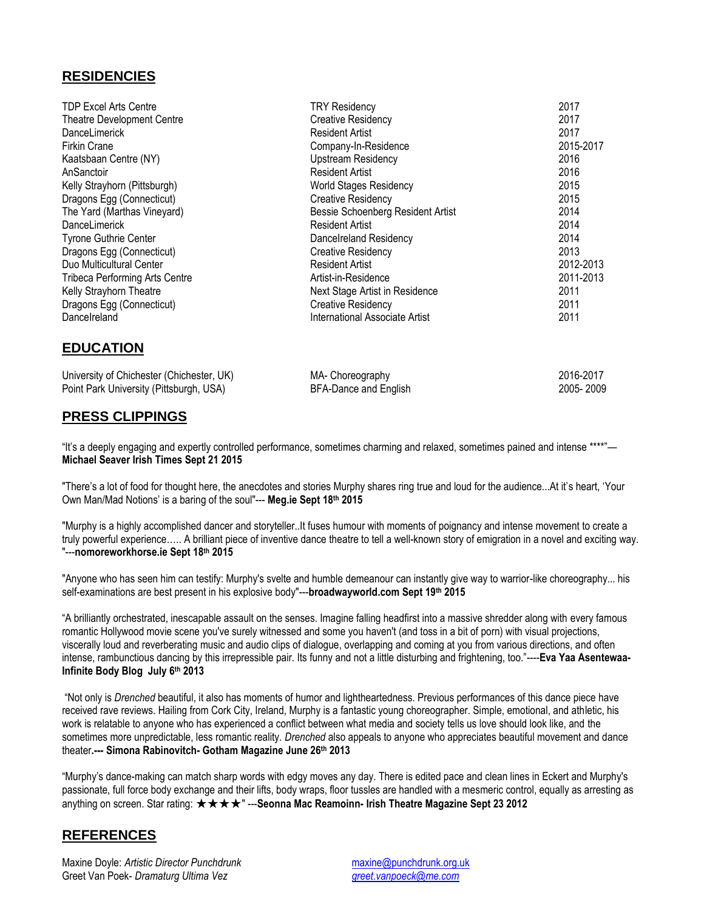## RESIDENCIES

| | | |
|---|---|---|
| TDP Excel Arts Centre | TRY Residency | 2017 |
| Theatre Development Centre | Creative Residency | 2017 |
| DanceLimerick | Resident Artist | 2017 |
| Firkin Crane | Company-In-Residence | 2015-2017 |
| Kaatsbaan Centre (NY) | Upstream Residency | 2016 |
| AnSanctoir | Resident Artist | 2016 |
| Kelly Strayhorn (Pittsburgh) | World Stages Residency | 2015 |
| Dragons Egg (Connecticut) | Creative Residency | 2015 |
| The Yard (Marthas Vineyard) | Bessie Schoenberg Resident Artist | 2014 |
| DanceLimerick | Resident Artist | 2014 |
| Tyrone Guthrie Center | DanceIreland Residency | 2014 |
| Dragons Egg (Connecticut) | Creative Residency | 2013 |
| Duo Multicultural Center | Resident Artist | 2012-2013 |
| Tribeca Performing Arts Centre | Artist-in-Residence | 2011-2013 |
| Kelly Strayhorn Theatre | Next Stage Artist in Residence | 2011 |
| Dragons Egg (Connecticut) | Creative Residency | 2011 |
| DanceIreland | International Associate Artist | 2011 |

## EDUCATION

| | | |
|---|---|---|
| University of Chichester (Chichester, UK) | MA- Choreography | 2016-2017 |
| Point Park University (Pittsburgh, USA) | BFA-Dance and English | 2005- 2009 |

## PRESS CLIPPINGS

"It's a deeply engaging and expertly controlled performance, sometimes charming and relaxed, sometimes pained and intense ****"— **Michael Seaver Irish Times Sept 21 2015**

"There's a lot of food for thought here, the anecdotes and stories Murphy shares ring true and loud for the audience...At it's heart, 'Your Own Man/Mad Notions' is a baring of the soul"--- **Meg.ie Sept 18th 2015**

"Murphy is a highly accomplished dancer and storyteller..It fuses humour with moments of poignancy and intense movement to create a truly powerful experience….. A brilliant piece of inventive dance theatre to tell a well-known story of emigration in a novel and exciting way. "---**nomoreworkhorse.ie Sept 18th 2015**

"Anyone who has seen him can testify: Murphy's svelte and humble demeanour can instantly give way to warrior-like choreography... his self-examinations are best present in his explosive body"---**broadwayworld.com Sept 19th 2015**

"A brilliantly orchestrated, inescapable assault on the senses. Imagine falling headfirst into a massive shredder along with every famous romantic Hollywood movie scene you've surely witnessed and some you haven't (and toss in a bit of porn) with visual projections, viscerally loud and reverberating music and audio clips of dialogue, overlapping and coming at you from various directions, and often intense, rambunctious dancing by this irrepressible pair. Its funny and not a little disturbing and frightening, too."----**Eva Yaa Asentewaa- Infinite Body Blog July 6th 2013**

"Not only is *Drenched* beautiful, it also has moments of humor and lightheartedness. Previous performances of this dance piece have received rave reviews. Hailing from Cork City, Ireland, Murphy is a fantastic young choreographer. Simple, emotional, and athletic, his work is relatable to anyone who has experienced a conflict between what media and society tells us love should look like, and the sometimes more unpredictable, less romantic reality. *Drenched* also appeals to anyone who appreciates beautiful movement and dance theater**.--- Simona Rabinovitch- Gotham Magazine June 26th 2013**

"Murphy's dance-making can match sharp words with edgy moves any day. There is edited pace and clean lines in Eckert and Murphy's passionate, full force body exchange and their lifts, body wraps, floor tussles are handled with a mesmeric control, equally as arresting as anything on screen. Star rating: ★★★★" ---**Seonna Mac Reamoinn- Irish Theatre Magazine Sept 23 2012**

## REFERENCES

| | |
|---|---|
| Maxine Doyle: *Artistic Director Punchdrunk* | maxine@punchdrunk.org.uk |
| Greet Van Poek- *Dramaturg Ultima Vez* | *greet.vanpoeck@me.com* |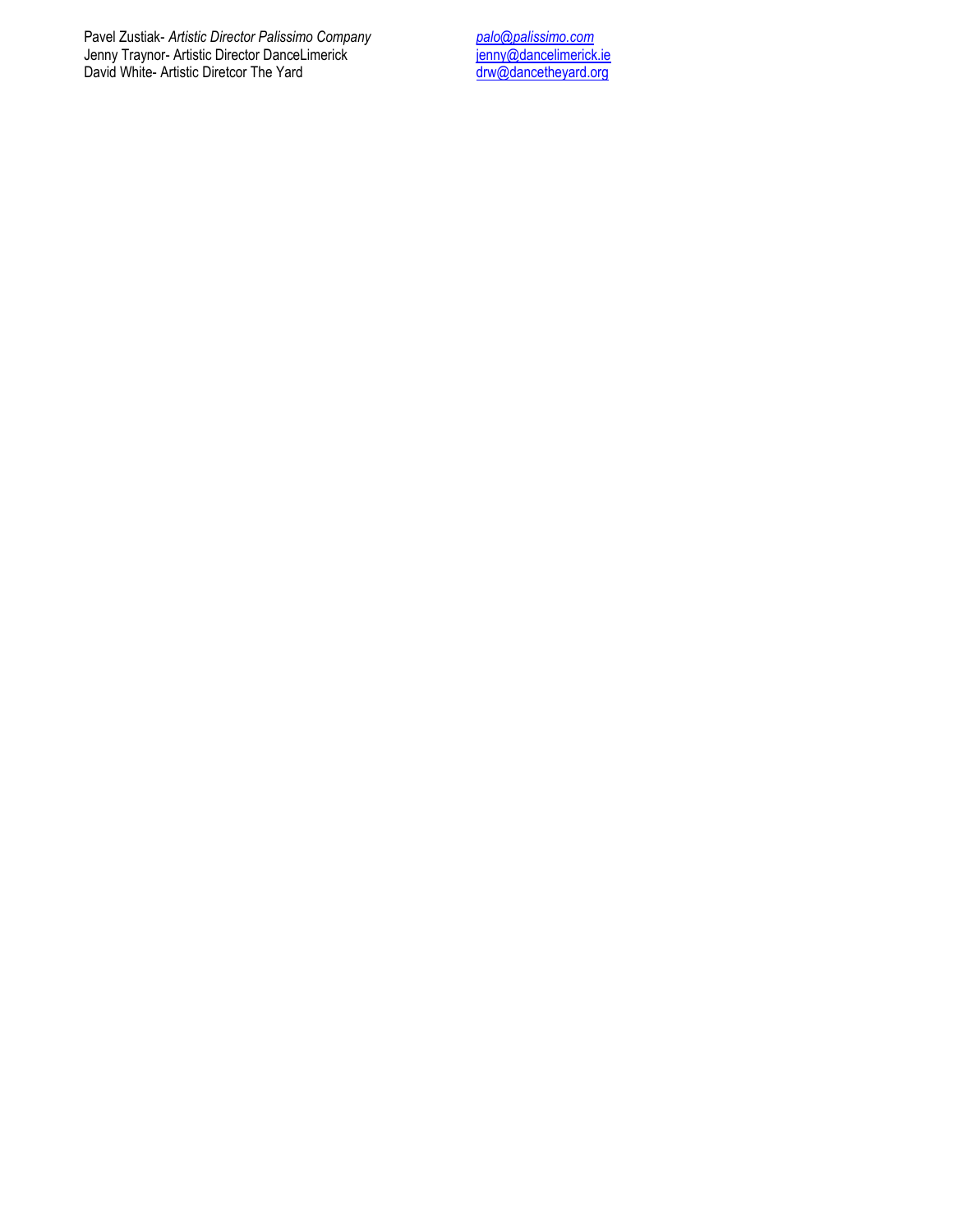Pavel Zustiak- *Artistic Director Palissimo Company* *palo@palissimo.com*
Jenny Traynor- Artistic Director DanceLimerick jenny@dancelimerick.ie
David White- Artistic Diretcor The Yard drw@dancetheyard.org